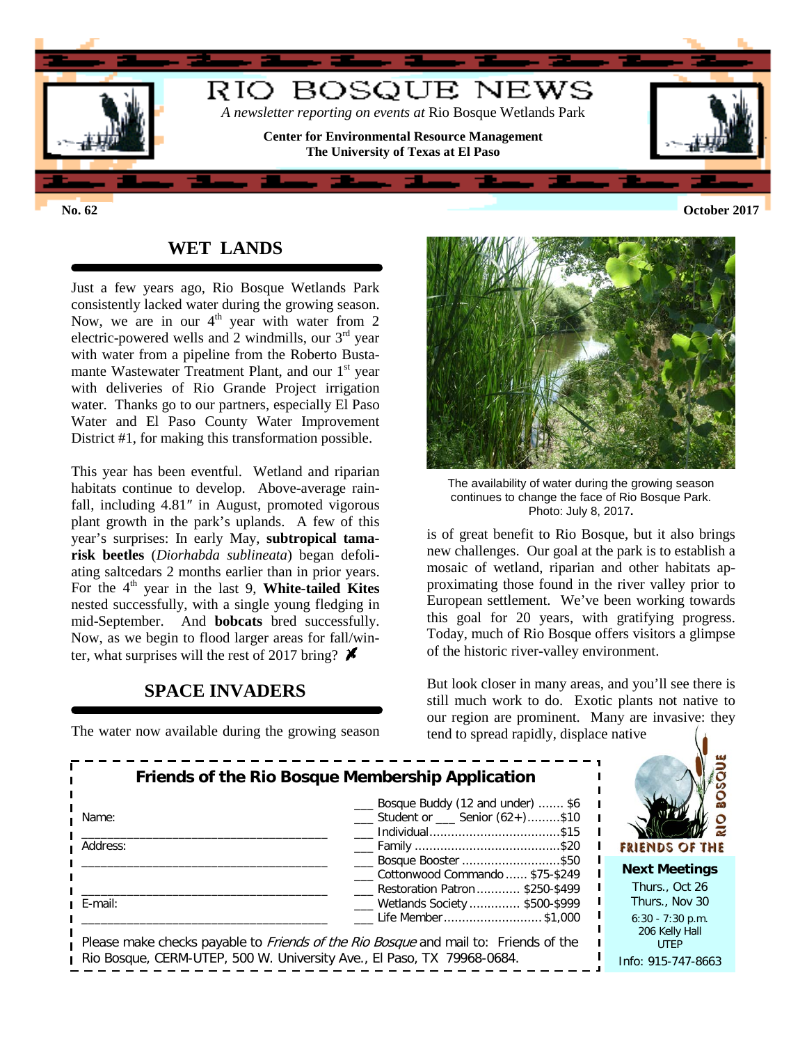# RIO BOSQUE NEWS

*A newsletter reporting on events at* Rio Bosque Wetlands Park

**Center for Environmental Resource Management**
**The University of Texas at El Paso**

**No. 62** | **October 2017**

## WET LANDS

Just a few years ago, Rio Bosque Wetlands Park consistently lacked water during the growing season. Now, we are in our 4th year with water from 2 electric-powered wells and 2 windmills, our 3rd year with water from a pipeline from the Roberto Bustamante Wastewater Treatment Plant, and our 1st year with deliveries of Rio Grande Project irrigation water. Thanks go to our partners, especially El Paso Water and El Paso County Water Improvement District #1, for making this transformation possible.

This year has been eventful. Wetland and riparian habitats continue to develop. Above-average rainfall, including 4.81″ in August, promoted vigorous plant growth in the park's uplands. A few of this year's surprises: In early May, **subtropical tamarisk beetles** (*Diorhabda sublineata*) began defoliating saltcedars 2 months earlier than in prior years. For the 4th year in the last 9, **White-tailed Kites** nested successfully, with a single young fledging in mid-September. And **bobcats** bred successfully. Now, as we begin to flood larger areas for fall/winter, what surprises will the rest of 2017 bring? ✗

The availability of water during the growing season continues to change the face of Rio Bosque Park. Photo: July 8, 2017.

## SPACE INVADERS

The water now available during the growing season is of great benefit to Rio Bosque, but it also brings new challenges. Our goal at the park is to establish a mosaic of wetland, riparian and other habitats approximating those found in the river valley prior to European settlement. We've been working towards this goal for 20 years, with gratifying progress. Today, much of Rio Bosque offers visitors a glimpse of the historic river-valley environment.

But look closer in many areas, and you'll see there is still much work to do. Exotic plants not native to our region are prominent. Many are invasive: they tend to spread rapidly, displace native

### Friends of the Rio Bosque Membership Application

Name: ____________________________________

Address: ____________________________________

____________________________________

E-mail: ____________________________________

- ___ Bosque Buddy (12 and under) ....... $6
- ___ Student or ___ Senior (62+).........$10
- ___ Individual....................................$15
- ___ Family ........................................$20
- ___ Bosque Booster ...........................$50
- ___ Cottonwood Commando ...... $75-$249
- ___ Restoration Patron ............ $250-$499
- ___ Wetlands Society .............. $500-$999
- ___ Life Member........................... $1,000

Please make checks payable to *Friends of the Rio Bosque* and mail to: Friends of the Rio Bosque, CERM-UTEP, 500 W. University Ave., El Paso, TX 79968-0684.

RIO BOSQUE
FRIENDS OF THE

**Next Meetings**
Thurs., Oct 26
Thurs., Nov 30
6:30 - 7:30 p.m.
206 Kelly Hall
UTEP
Info: 915-747-8663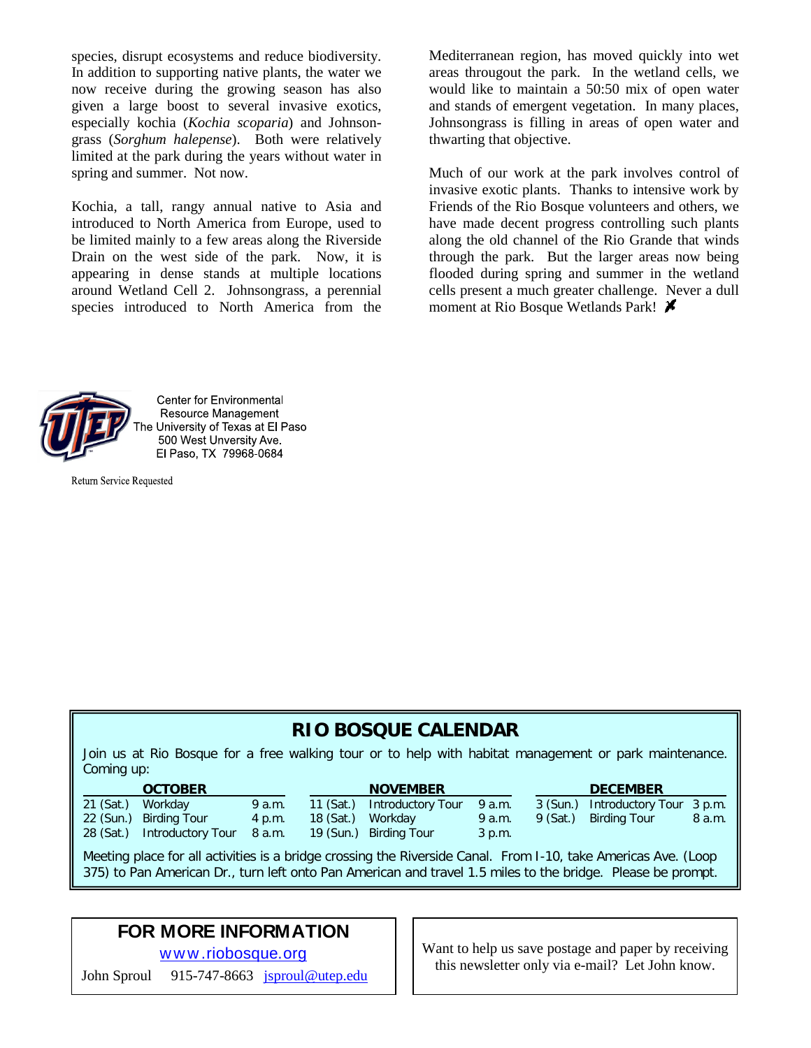species, disrupt ecosystems and reduce biodiversity. In addition to supporting native plants, the water we now receive during the growing season has also given a large boost to several invasive exotics, especially kochia (*Kochia scoparia*) and Johnsongrass (*Sorghum halepense*). Both were relatively limited at the park during the years without water in spring and summer. Not now.

Kochia, a tall, rangy annual native to Asia and introduced to North America from Europe, used to be limited mainly to a few areas along the Riverside Drain on the west side of the park. Now, it is appearing in dense stands at multiple locations around Wetland Cell 2. Johnsongrass, a perennial species introduced to North America from the Mediterranean region, has moved quickly into wet areas througout the park. In the wetland cells, we would like to maintain a 50:50 mix of open water and stands of emergent vegetation. In many places, Johnsongrass is filling in areas of open water and thwarting that objective.

Much of our work at the park involves control of invasive exotic plants. Thanks to intensive work by Friends of the Rio Bosque volunteers and others, we have made decent progress controlling such plants along the old channel of the Rio Grande that winds through the park. But the larger areas now being flooded during spring and summer in the wetland cells present a much greater challenge. Never a dull moment at Rio Bosque Wetlands Park!

Center for Environmental Resource Management
The University of Texas at El Paso
500 West Unversity Ave.
El Paso, TX 79968-0684

Return Service Requested

## RIO BOSQUE CALENDAR

Join us at Rio Bosque for a free walking tour or to help with habitat management or park maintenance. Coming up:

| OCTOBER | | | NOVEMBER | | | DECEMBER | | |
|---|---|---|---|---|---|---|---|---|
| 21 (Sat.) | Workday | 9 a.m. | 11 (Sat.) | Introductory Tour | 9 a.m. | 3 (Sun.) | Introductory Tour | 3 p.m. |
| 22 (Sun.) | Birding Tour | 4 p.m. | 18 (Sat.) | Workday | 9 a.m. | 9 (Sat.) | Birding Tour | 8 a.m. |
| 28 (Sat.) | Introductory Tour | 8 a.m. | 19 (Sun.) | Birding Tour | 3 p.m. | | | |

Meeting place for all activities is a bridge crossing the Riverside Canal. From I-10, take Americas Ave. (Loop 375) to Pan American Dr., turn left onto Pan American and travel 1.5 miles to the bridge. Please be prompt.

## FOR MORE INFORMATION

www.riobosque.org

John Sproul 915-747-8663 jsproul@utep.edu

Want to help us save postage and paper by receiving this newsletter only via e-mail? Let John know.